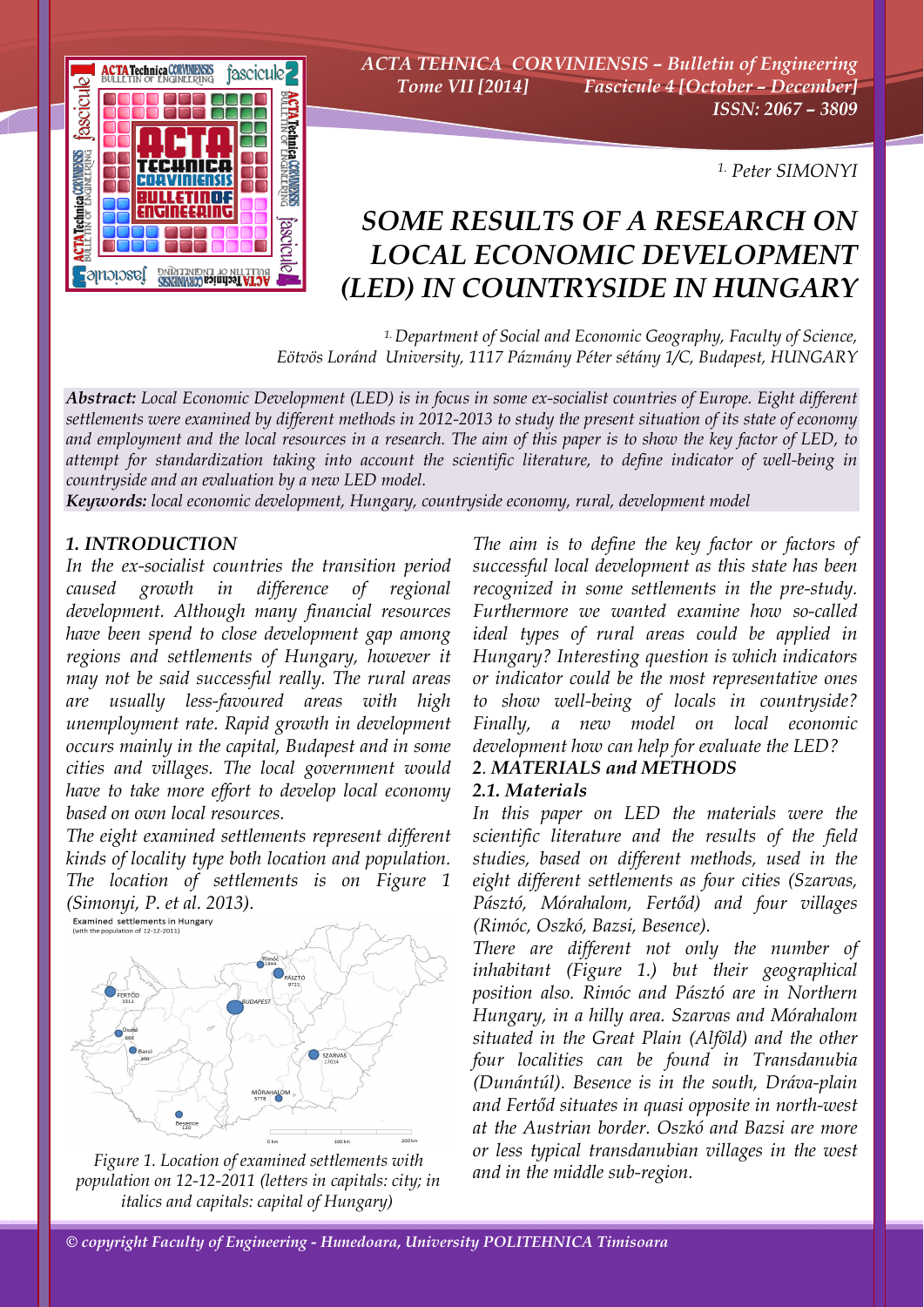[1.] Peter SIMONYI

# SOME RESULTS OF A RESEARCH ON LOCAL ECONOMIC DEVELOPMENT (LED) IN COUNTRYSIDE IN HUNGARY

[1.] Department of Social and Economic Geography, Faculty of Science, Eötvös Loránd University, 1117 Pázmány Péter sétány 1/C, Budapest, HUNGARY

***Abstract:*** *Local Economic Development (LED) is in focus in some ex-socialist countries of Europe. Eight different settlements were examined by different methods in 2012-2013 to study the present situation of its state of economy and employment and the local resources in a research. The aim of this paper is to show the key factor of LED, to attempt for standardization taking into account the scientific literature, to define indicator of well-being in countryside and an evaluation by a new LED model.*

***Keywords:*** *local economic development, Hungary, countryside economy, rural, development model*

## 1. INTRODUCTION

In the ex-socialist countries the transition period caused growth in difference of regional development. Although many financial resources have been spend to close development gap among regions and settlements of Hungary, however it may not be said successful really. The rural areas are usually less-favoured areas with high unemployment rate. Rapid growth in development occurs mainly in the capital, Budapest and in some cities and villages. The local government would have to take more effort to develop local economy based on own local resources.

The eight examined settlements represent different kinds of locality type both location and population. The location of settlements is on Figure 1 (Simonyi, P. et al. 2013).

Figure 1. Location of examined settlements with population on 12-12-2011 (letters in capitals: city; in italics and capitals: capital of Hungary)

The aim is to define the key factor or factors of successful local development as this state has been recognized in some settlements in the pre-study. Furthermore we wanted examine how so-called ideal types of rural areas could be applied in Hungary? Interesting question is which indicators or indicator could be the most representative ones to show well-being of locals in countryside? Finally, a new model on local economic development how can help for evaluate the LED?

## 2. MATERIALS and METHODS

### 2.1. Materials

In this paper on LED the materials were the scientific literature and the results of the field studies, based on different methods, used in the eight different settlements as four cities (Szarvas, Pásztó, Mórahalom, Fertőd) and four villages (Rimóc, Oszkó, Bazsi, Besence).

There are different not only the number of inhabitant (Figure 1.) but their geographical position also. Rimóc and Pásztó are in Northern Hungary, in a hilly area. Szarvas and Mórahalom situated in the Great Plain (Alföld) and the other four localities can be found in Transdanubia (Dunántúl). Besence is in the south, Dráva-plain and Fertőd situates in quasi opposite in north-west at the Austrian border. Oszkó and Bazsi are more or less typical transdanubian villages in the west and in the middle sub-region.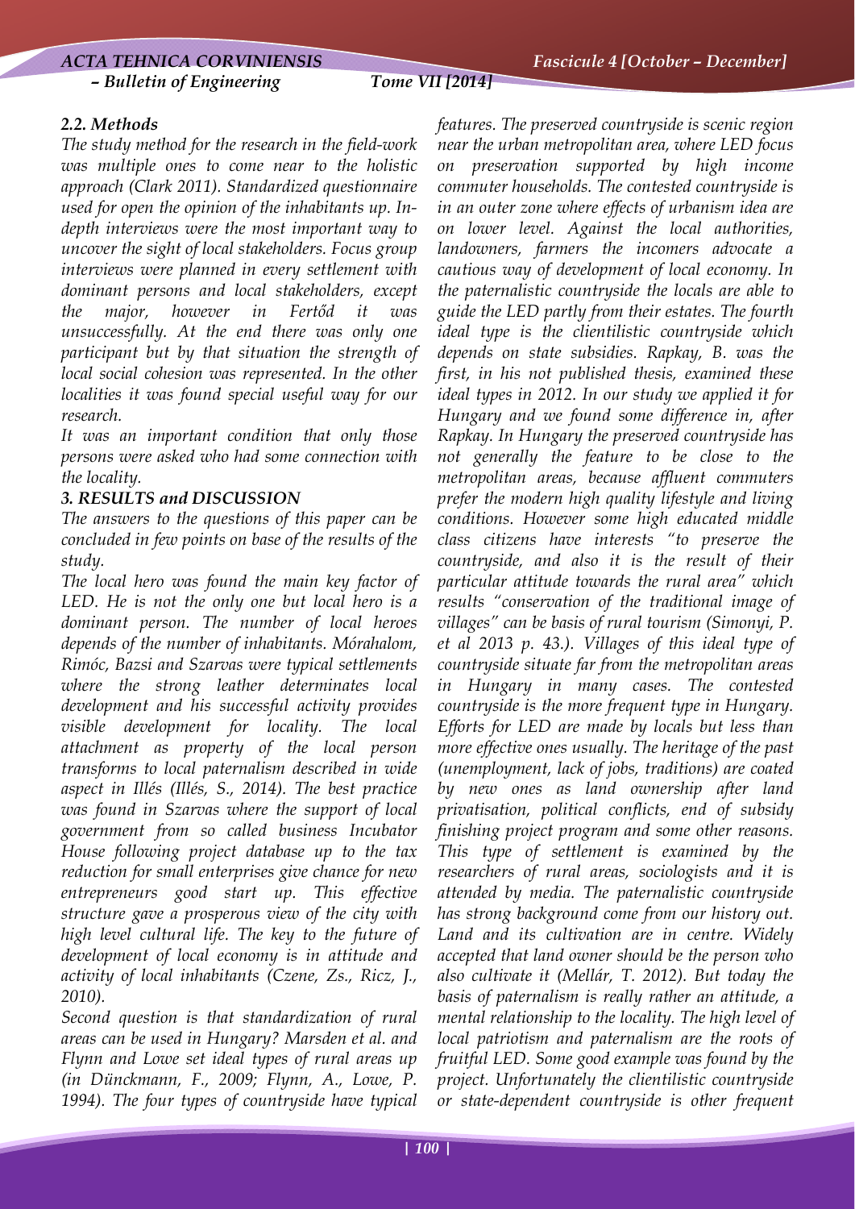### *2.2. Methods*

*The study method for the research in the field-work was multiple ones to come near to the holistic approach (Clark 2011). Standardized questionnaire used for open the opinion of the inhabitants up. In-depth interviews were the most important way to uncover the sight of local stakeholders. Focus group interviews were planned in every settlement with dominant persons and local stakeholders, except the major, however in Fertőd it was unsuccessfully. At the end there was only one participant but by that situation the strength of local social cohesion was represented. In the other localities it was found special useful way for our research.*

*It was an important condition that only those persons were asked who had some connection with the locality.*

## *3. RESULTS and DISCUSSION*

*The answers to the questions of this paper can be concluded in few points on base of the results of the study.*

*The local hero was found the main key factor of LED. He is not the only one but local hero is a dominant person. The number of local heroes depends of the number of inhabitants. Mórahalom, Rimóc, Bazsi and Szarvas were typical settlements where the strong leather determinates local development and his successful activity provides visible development for locality. The local attachment as property of the local person transforms to local paternalism described in wide aspect in Illés (Illés, S., 2014). The best practice was found in Szarvas where the support of local government from so called business Incubator House following project database up to the tax reduction for small enterprises give chance for new entrepreneurs good start up. This effective structure gave a prosperous view of the city with high level cultural life. The key to the future of development of local economy is in attitude and activity of local inhabitants (Czene, Zs., Ricz, J., 2010).*

*Second question is that standardization of rural areas can be used in Hungary? Marsden et al. and Flynn and Lowe set ideal types of rural areas up (in Dünckmann, F., 2009; Flynn, A., Lowe, P. 1994). The four types of countryside have typical features. The preserved countryside is scenic region near the urban metropolitan area, where LED focus on preservation supported by high income commuter households. The contested countryside is in an outer zone where effects of urbanism idea are on lower level. Against the local authorities, landowners, farmers the incomers advocate a cautious way of development of local economy. In the paternalistic countryside the locals are able to guide the LED partly from their estates. The fourth ideal type is the clientilistic countryside which depends on state subsidies. Rapkay, B. was the first, in his not published thesis, examined these ideal types in 2012. In our study we applied it for Hungary and we found some difference in, after Rapkay. In Hungary the preserved countryside has not generally the feature to be close to the metropolitan areas, because affluent commuters prefer the modern high quality lifestyle and living conditions. However some high educated middle class citizens have interests "to preserve the countryside, and also it is the result of their particular attitude towards the rural area" which results "conservation of the traditional image of villages" can be basis of rural tourism (Simonyi, P. et al 2013 p. 43.). Villages of this ideal type of countryside situate far from the metropolitan areas in Hungary in many cases. The contested countryside is the more frequent type in Hungary. Efforts for LED are made by locals but less than more effective ones usually. The heritage of the past (unemployment, lack of jobs, traditions) are coated by new ones as land ownership after land privatisation, political conflicts, end of subsidy finishing project program and some other reasons. This type of settlement is examined by the researchers of rural areas, sociologists and it is attended by media. The paternalistic countryside has strong background come from our history out. Land and its cultivation are in centre. Widely accepted that land owner should be the person who also cultivate it (Mellár, T. 2012). But today the basis of paternalism is really rather an attitude, a mental relationship to the locality. The high level of local patriotism and paternalism are the roots of fruitful LED. Some good example was found by the project. Unfortunately the clientilistic countryside or state-dependent countryside is other frequent*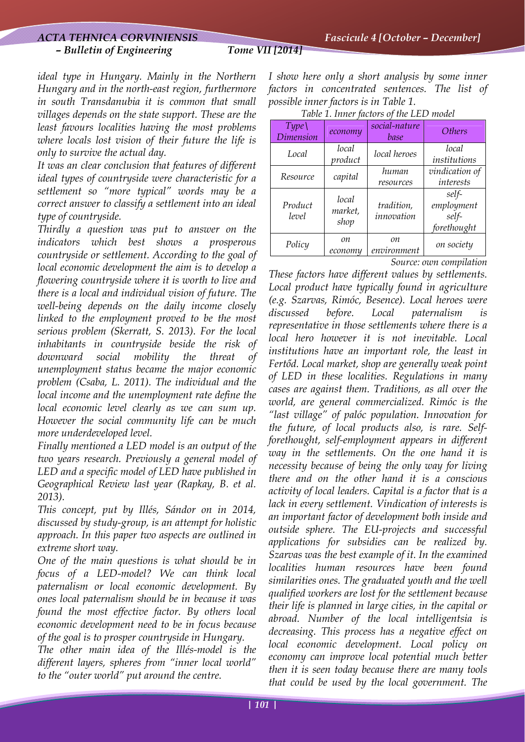*ideal type in Hungary. Mainly in the Northern Hungary and in the north-east region, furthermore in south Transdanubia it is common that small villages depends on the state support. These are the least favours localities having the most problems where locals lost vision of their future the life is only to survive the actual day.*

*It was an clear conclusion that features of different ideal types of countryside were characteristic for a settlement so "more typical" words may be a correct answer to classify a settlement into an ideal type of countryside.*

*Thirdly a question was put to answer on the indicators which best shows a prosperous countryside or settlement. According to the goal of local economic development the aim is to develop a flowering countryside where it is worth to live and there is a local and individual vision of future. The well-being depends on the daily income closely linked to the employment proved to be the most serious problem (Skerratt, S. 2013). For the local inhabitants in countryside beside the risk of downward social mobility the threat of unemployment status became the major economic problem (Csaba, L. 2011). The individual and the local income and the unemployment rate define the local economic level clearly as we can sum up. However the social community life can be much more underdeveloped level.*

*Finally mentioned a LED model is an output of the two years research. Previously a general model of LED and a specific model of LED have published in Geographical Review last year (Rapkay, B. et al. 2013).*

*This concept, put by Illés, Sándor on in 2014, discussed by study-group, is an attempt for holistic approach. In this paper two aspects are outlined in extreme short way.*

*One of the main questions is what should be in focus of a LED-model? We can think local paternalism or local economic development. By ones local paternalism should be in because it was found the most effective factor. By others local economic development need to be in focus because of the goal is to prosper countryside in Hungary.*

*The other main idea of the Illés-model is the different layers, spheres from "inner local world" to the "outer world" put around the centre.*

*I show here only a short analysis by some inner factors in concentrated sentences. The list of possible inner factors is in Table 1.*

*Table 1. Inner factors of the LED model*

| *Type\ Dimension* | *economy* | *social-nature base* | *Others* |
|---|---|---|---|
| *Local* | *local product* | *local heroes* | *local institutions* |
| *Resource* | *capital* | *human resources* | *vindication of interests* |
| *Product level* | *local market, shop* | *tradition, innovation* | *self-employment self-forethought* |
| *Policy* | *on economy* | *on environment* | *on society* |

*Source: own compilation*

*These factors have different values by settlements. Local product have typically found in agriculture (e.g. Szarvas, Rimóc, Besence). Local heroes were discussed before. Local paternalism is representative in those settlements where there is a local hero however it is not inevitable. Local institutions have an important role, the least in Fertőd. Local market, shop are generally weak point of LED in these localities. Regulations in many cases are against them. Traditions, as all over the world, are general commercialized. Rimóc is the "last village" of palóc population. Innovation for the future, of local products also, is rare. Self-forethought, self-employment appears in different way in the settlements. On the one hand it is necessity because of being the only way for living there and on the other hand it is a conscious activity of local leaders. Capital is a factor that is a lack in every settlement. Vindication of interests is an important factor of development both inside and outside sphere. The EU-projects and successful applications for subsidies can be realized by. Szarvas was the best example of it. In the examined localities human resources have been found similarities ones. The graduated youth and the well qualified workers are lost for the settlement because their life is planned in large cities, in the capital or abroad. Number of the local intelligentsia is decreasing. This process has a negative effect on local economic development. Local policy on economy can improve local potential much better then it is seen today because there are many tools that could be used by the local government. The*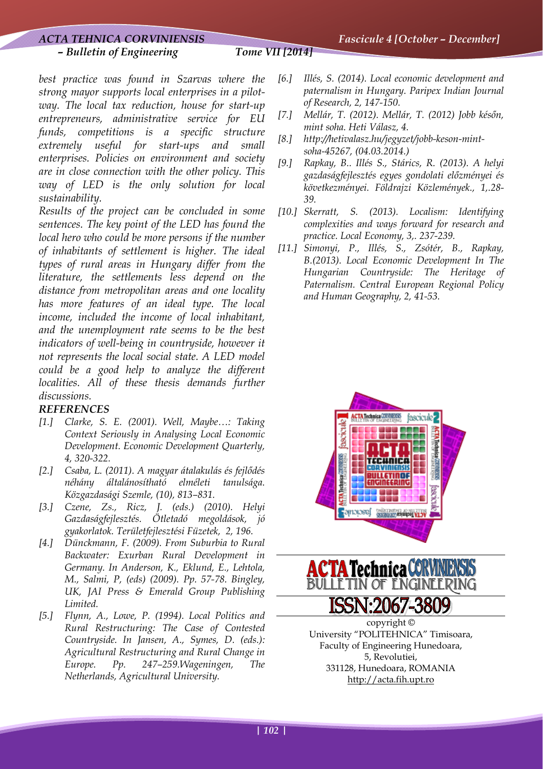*best practice was found in Szarvas where the strong mayor supports local enterprises in a pilot-way. The local tax reduction, house for start-up entrepreneurs, administrative service for EU funds, competitions is a specific structure extremely useful for start-ups and small enterprises. Policies on environment and society are in close connection with the other policy. This way of LED is the only solution for local sustainability.*

*Results of the project can be concluded in some sentences. The key point of the LED has found the local hero who could be more persons if the number of inhabitants of settlement is higher. The ideal types of rural areas in Hungary differ from the literature, the settlements less depend on the distance from metropolitan areas and one locality has more features of an ideal type. The local income, included the income of local inhabitant, and the unemployment rate seems to be the best indicators of well-being in countryside, however it not represents the local social state. A LED model could be a good help to analyze the different localities. All of these thesis demands further discussions.*

### *REFERENCES*

- *[1.] Clarke, S. E. (2001). Well, Maybe…: Taking Context Seriously in Analysing Local Economic Development. Economic Development Quarterly, 4, 320-322.*
- *[2.] Csaba, L. (2011). A magyar átalakulás és fejlődés néhány általánosítható elméleti tanulsága. Közgazdasági Szemle, (10), 813–831.*
- *[3.] Czene, Zs., Ricz, J. (eds.) (2010). Helyi Gazdaságfejlesztés. Ötletadó megoldások, jó gyakorlatok. Területfejlesztési Füzetek, 2, 196.*
- *[4.] Dünckmann, F. (2009). From Suburbia to Rural Backwater: Exurban Rural Development in Germany. In Anderson, K., Eklund, E., Lehtola, M., Salmi, P, (eds) (2009). Pp. 57-78. Bingley, UK, JAI Press & Emerald Group Publishing Limited.*
- *[5.] Flynn, A., Lowe, P. (1994). Local Politics and Rural Restructuring: The Case of Contested Countryside. In Jansen, A., Symes, D. (eds.): Agricultural Restructuring and Rural Change in Europe. Pp. 247–259.Wageningen, The Netherlands, Agricultural University.*
- *[6.] Illés, S. (2014). Local economic development and paternalism in Hungary. Paripex Indian Journal of Research, 2, 147-150.*
- *[7.] Mellár, T. (2012). Mellár, T. (2012) Jobb későn, mint soha. Heti Válasz, 4.*
- *[8.] http://hetivalasz.hu/jegyzet/jobb-keson-mint-soha-45267, (04.03.2014.)*
- *[9.] Rapkay, B.. Illés S., Stárics, R. (2013). A helyi gazdaságfejlesztés egyes gondolati előzményei és következményei. Földrajzi Közlemények., 1,.28-39.*
- *[10.] Skerratt, S. (2013). Localism: Identifying complexities and ways forward for research and practice. Local Economy, 3,. 237-239.*
- *[11.] Simonyi, P., Illés, S., Zsótér, B., Rapkay, B.(2013). Local Economic Development In The Hungarian Countryside: The Heritage of Paternalism. Central European Regional Policy and Human Geography, 2, 41-53.*

ACTA Technica CORVINIENSIS
BULLETIN OF ENGINEERING

ISSN:2067-3809

copyright ©
University "POLITEHNICA" Timisoara,
Faculty of Engineering Hunedoara,
5, Revolutiei,
331128, Hunedoara, ROMANIA
http://acta.fih.upt.ro